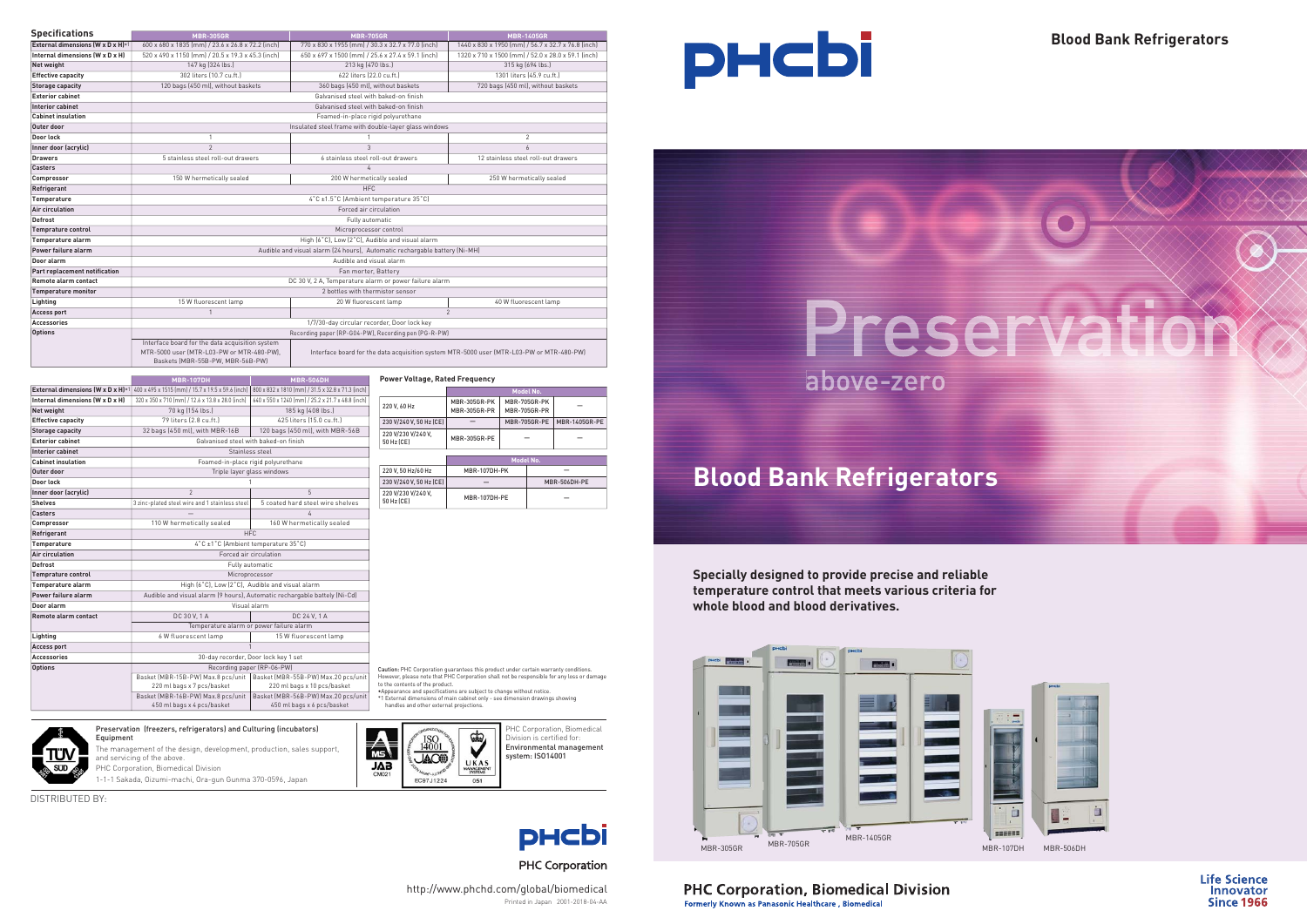# Blood Bank Refrigerators

Preservation

above-zero

## Blood Bank Refrigerators

**Specially designed to provide precise and reliable temperature control that meets various criteria for whole blood and blood derivatives.**

MBR-305GR MBR-705GR MBR-1405GR MBR-107DH MBR-506DH

## Specifications

| | MBR-305GR | MBR-705GR | MBR-1405GR |
|---|---|---|---|
| External dimensions (W x D x H)*1 | 600 x 638 x 1835 (mm) / 23.6 x 26.8 x 72.2 (inch) | 770 x 830 x 1955 (mm) / 30.3 x 32.7 x 77.0 (inch) | 1440 x 830 x 1950 (mm) / 56.7 x 32.7 x 76.8 (inch) |
| Internal dimensions (W x D x H) | 520 x 490 x 1150 (mm) / 20.5 x 19.3 x 45.3 (inch) | 650 x 697 x 1500 (mm) / 25.6 x 27.4 x 59.1 (inch) | 1320 x 710 x 1500 (mm) / 52.0 x 28.0 x 59.1 (inch) |
| Net weight | 147 kg (324 lbs.) | 213 kg (470 lbs.) | 315 kg (694 lbs.) |
| Effective capacity | 302 liters (10.7 cu.ft.) | 622 liters (22.0 cu.ft.) | 1301 liters (45.9 cu.ft.) |
| Storage capacity | 120 bags (450 ml), without baskets | 360 bags (450 ml), without baskets | 720 bags (450 ml), without baskets |
| Exterior cabinet | Galvanised steel with baked-on finish | | |
| Interior cabinet | Galvanised steel with baked-on finish | | |
| Cabinet insulation | Foamed-in-place rigid polyurethane | | |
| Outer door | Insulated steel frame with double-layer glass windows | | |
| Door lock | 1 | 1 | 2 |
| Inner door (acrylic) | 2 | 3 | 6 |
| Drawers | 5 stainless steel roll-out drawers | 6 stainless steel roll-out drawers | 12 stainless steel roll-out drawers |
| Casters | 4 | | |
| Compressor | 150 W hermetically sealed | 200 W hermetically sealed | 250 W hermetically sealed |
| Refrigerant | HFC | | |
| Temperature | 4°C ±1.5°C (Ambient temperature 35°C) | | |
| Air circulation | Forced air circulation | | |
| Defrost | Fully automatic | | |
| Temprature control | Microprocessor control | | |
| Temperature alarm | High (6°C), Low (2°C), Audible and visual alarm | | |
| Power failure alarm | Audible and visual alarm (24 hours), Automatic rechargable battery (Ni-MH) | | |
| Door alarm | Audible and visual alarm | | |
| Part replacement notification | Fan morter, Battery | | |
| Remote alarm contact | DC 30 V, 2 A, Temperature alarm or power failure alarm | | |
| Temperature monitor | 2 bottles with thermistor sensor | | |
| Lighting | 15 W fluorescent lamp | 20 W fluorescent lamp | 40 W fluorescent lamp |
| Access port | 1 | 2 | |
| Accessories | 1/7/30-day circular recorder, Door lock key | | |
| Options | Recording paper (RP-G04-PW), Recording pen (PG-R-PW) | | |
| | Interface board for the data acquisition system MTR-5000 user (MTR-L03-PW or MTR-480-PW), Baskets (MBR-55B-PW, MBR-56B-PW) | Interface board for the data acquisition system MTR-5000 user (MTR-L03-PW or MTR-480-PW) | |

| | MBR-107DH | MBR-506DH |
|---|---|---|
| External dimensions (W x D x H)*1 | 400 x 495 x 1515 (mm) / 15.7 x 19.5 x 59.6 (inch) | 800 x 832 x 1810 (mm) / 31.5 x 32.8 x 71.3 (inch) |
| Internal dimensions (W x D x H) | 320 x 350 x 710 (mm) / 12.6 x 13.8 x 28.0 (inch) | 640 x 550 x 1240 (mm) / 25.2 x 21.7 x 48.8 (inch) |
| Net weight | 70 kg (154 lbs.) | 185 kg (408 lbs.) |
| Effective capacity | 79 liters (2.8 cu.ft.) | 425 liters (15.0 cu.ft.) |
| Storage capacity | 32 bags (450 ml), with MBR-16B | 120 bags (450 ml), with MBR-56B |
| Exterior cabinet | Galvanised steel with baked-on finish | |
| Interior cabinet | Stainless steel | |
| Cabinet insulation | Foamed-in-place rigid polyurethane | |
| Outer door | Triple layer glass windows | |
| Door lock | 1 | |
| Inner door (acrylic) | 2 | 5 |
| Shelves | 3 zinc-plated steel wire and 1 stainless steel | 5 coated hard steel wire shelves |
| Casters | — | 4 |
| Compressor | 110 W hermetically sealed | 160 W hermetically sealed |
| Refrigerant | HFC | |
| Temperature | 4°C ±1°C (Ambient temperature 35°C) | |
| Air circulation | Forced air circulation | |
| Defrost | Fully automatic | |
| Temprature control | Microprocessor | |
| Temperature alarm | High (6°C), Low (2°C), Audible and visual alarm | |
| Power failure alarm | Audible and visual alarm (9 hours), Automatic rechargable battely (Ni-Cd) | |
| Door alarm | Visual alarm | |
| Remote alarm contact | DC 30 V, 1 A | DC 24 V, 1 A |
| | Temperature alarm or power failure alarm | |
| Lighting | 6 W fluorescent lamp | 15 W fluorescent lamp |
| Access port | 1 | |
| Accessories | 30-day recorder, Door lock key 1 set | |
| Options | Recording paper (RP-06-PW) | |
| | Basket (MBR-15B-PW) Max.8 pcs/unit 220 ml bags x 7 pcs/basket | Basket (MBR-55B-PW) Max.20 pcs/unit 220 ml bags x 10 pcs/basket |
| | Basket (MBR-16B-PW) Max.8 pcs/unit 450 ml bags x 4 pcs/basket | Basket (MBR-56B-PW) Max.20 pcs/unit 450 ml bags x 6 pcs/basket |

### Power Voltage, Rated Frequency

| | Model No. | | |
|---|---|---|---|
| 220 V, 60 Hz | MBR-305GR-PK MBR-305GR-PR | MBR-705GR-PK MBR-705GR-PR | — |
| 230 V/240 V, 50 Hz (CE) | — | MBR-705GR-PE | MBR-1405GR-PE |
| 220 V/230 V/240 V, 50 Hz (CE) | MBR-305GR-PE | — | — |

| | Model No. | |
|---|---|---|
| 220 V, 50 Hz/60 Hz | MBR-107DH-PK | — |
| 230 V/240 V, 50 Hz (CE) | — | MBR-506DH-PE |
| 220 V/230 V/240 V, 50 Hz (CE) | MBR-107DH-PE | — |

**Caution:** PHC Corporation guarantees this product under certain warranty conditions. However, please note that PHC Corporation shall not be responsible for any loss or damage to the contents of the product.
•Appearance and specifications are subject to change without notice.
*1 External dimensions of main cabinet only - see dimension drawings showing handles and other external projections.

Preservation (freezers, refrigerators) and Culturing (incubators) Equipment
The management of the design, development, production, sales support, and servicing of the above.
PHC Corporation, Biomedical Division
1-1-1 Sakada, Oizumi-machi, Ora-gun Gunma 370-0596, Japan

PHC Corporation, Biomedical Division is certified for: Environmental management system: ISO14001

DISTRIBUTED BY:

PHC Corporation

http://www.phchd.com/global/biomedical

Printed in Japan 2001-2018-04-AA

**PHC Corporation, Biomedical Division**
Formerly Known as Panasonic Healthcare , Biomedical

Life Science Innovator Since 1966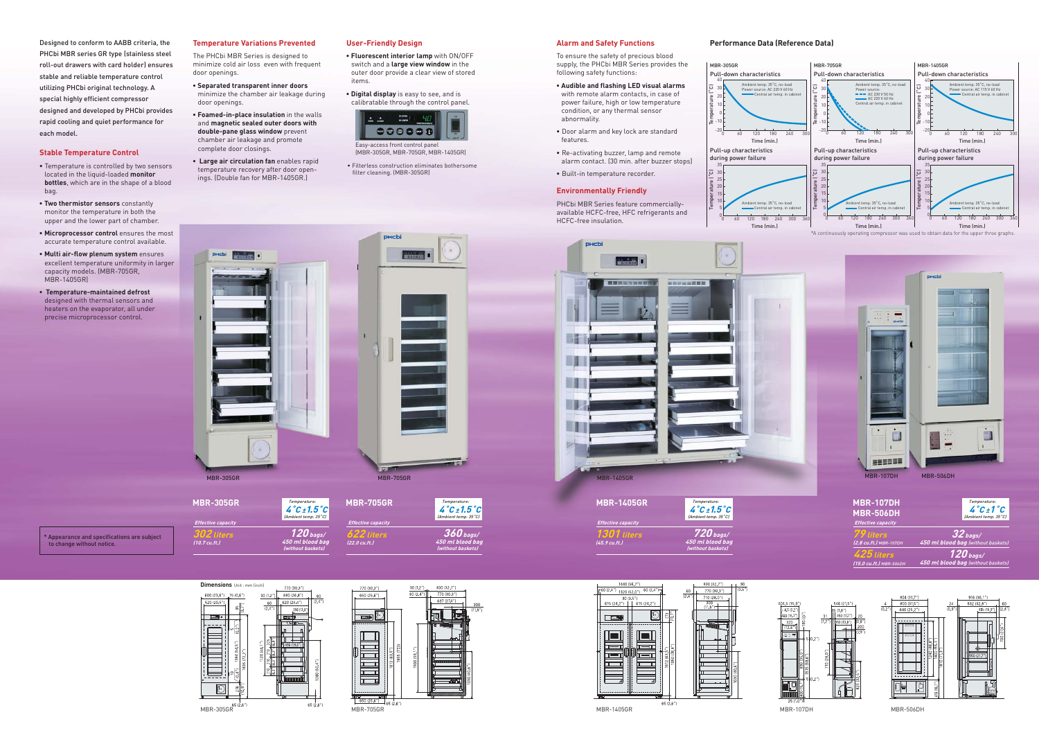Designed to conform to AABB criteria, the PHCbi MBR series GR type (stainless steel roll-out drawers with card holder) ensures stable and reliable temperature control utilizing PHCbi original technology. A special highly efficient compressor designed and developed by PHCbi provides rapid cooling and quiet performance for each model.

## Stable Temperature Control

- Temperature is controlled by two sensors located in the liquid-loaded **monitor bottles**, which are in the shape of a blood bag.
- **Two thermistor sensors** constantly monitor the temperature in both the upper and the lower part of chamber.
- **Microprocessor control** ensures the most accurate temperature control available.
- **Multi air-flow plenum system** ensures excellent temperature uniformity in larger capacity models. (MBR-705GR, MBR-1405GR)
- **Temperature-maintained defrost** designed with thermal sensors and heaters on the evaporator, all under precise microprocessor control.

## Temperature Variations Prevented

The PHCbi MBR Series is designed to minimize cold air loss even with frequent door openings.

- **Separated transparent inner doors** minimize the chamber air leakage during door openings.
- **Foamed-in-place insulation** in the walls and **magnetic sealed outer doors with double-pane glass window** prevent chamber air leakage and promote complete door closings.
- **Large air circulation fan** enables rapid temperature recovery after door openings. (Double fan for MBR-1405GR.)

## User-Friendly Design

- **Fluorescent interior lamp** with ON/OFF switch and a **large view window** in the outer door provide a clear view of stored items.
- **Digital display** is easy to see, and is calibratable through the control panel.

Easy-access front control panel (MBR-305GR, MBR-705GR, MBR-1405GR)

- Filterless construction eliminates bothersome filter cleaning. (MBR-305GR)

## Alarm and Safety Functions

To ensure the safety of precious blood supply, the PHCbi MBR Series provides the following safety functions:

- **Audible and flashing LED visual alarms** with remote alarm contacts, in case of power failure, high or low temperature condition, or any thermal sensor abnormality.
- Door alarm and key lock are standard features.
- Re-activating buzzer, lamp and remote alarm contact. (30 min. after buzzer stops)
- Built-in temperature recorder.

## Environmentally Friendly

PHCbi MBR Series feature commercially-available HCFC-free, HFC refrigerants and HCFC-free insulation.

## Performance Data (Reference Data)

MBR-305GR
Pull-down characteristics
Ambient temp. 35°C, no-load
Power source: AC 220 V 60 Hz
Central air temp. in cabinet
Temperature (°C)
Time (min.)
Pull-up characteristics during power failure
Ambient temp. 35°C, no-load
Central air temp. in cabinet

MBR-705GR
Pull-down characteristics
Ambient temp. 35°C, no-load
Power source:
AC 230 V 50 Hz
AC 220 V 60 Hz
Central air temp. in cabinet
Pull-up characteristics during power failure
Ambient temp. 35°C, no-load
Central air temp. in cabinet

MBR-1405GR
Pull-down characteristics
Ambient temp. 35°C, no-load
Power source: AC 115 V 60 Hz
Central air temp. in cabinet
Pull-up characteristics during power failure
Ambient temp. 35°C, no-load
Central air temp. in cabinet

*A continuously operating compressor was used to obtain data for the upper three graphs.

MBR-305GR MBR-705GR MBR-1405GR MBR-107DH MBR-506DH

| Model | Temperature | Effective capacity | Blood bags |
|---|---|---|---|
| MBR-305GR | 4°C±1.5°C (Ambient temp. 35°C) | 302 liters (10.7 cu.ft.) | 120 bags/ 450 ml blood bag (without baskets) |
| MBR-705GR | 4°C±1.5°C (Ambient temp. 35°C) | 622 liters (22.0 cu.ft.) | 360 bags/ 450 ml blood bag (without baskets) |
| MBR-1405GR | 4°C±1.5°C (Ambient temp. 35°C) | 1301 liters (45.9 cu.ft.) | 720 bags/ 450 ml blood bag (without baskets) |
| MBR-107DH | 4°C±1°C (Ambient temp. 35°C) | 79 liters (2.8 cu.ft.) MBR-107DH | 32 bags/ 450 ml blood bag (without baskets) |
| MBR-506DH | 4°C±1°C (Ambient temp. 35°C) | 425 liters (15.0 cu.ft.) MBR-506DH | 120 bags/ 450 ml blood bag (without baskets) |

* Appearance and specifications are subject to change without notice.

**Dimensions** Unit : mm (inch)

MBR-305GR MBR-705GR MBR-1405GR MBR-107DH MBR-506DH